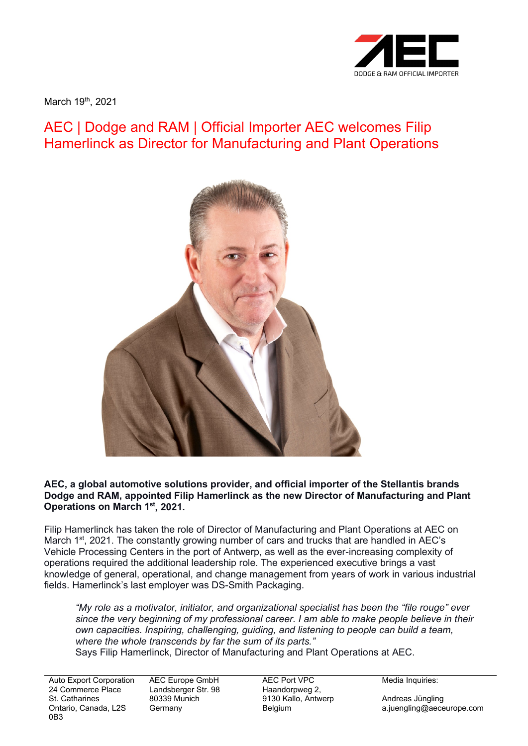March 19th, 2021

# AEC | Dodge and RAM | Official Importer AEC welcomes Filip Hamerlinck as Director for Manufacturing and Plant Operations

**AEC, a global automotive solutions provider, and official importer of the Stellantis brands Dodge and RAM, appointed Filip Hamerlinck as the new Director of Manufacturing and Plant Operations on March 1st, 2021.**

Filip Hamerlinck has taken the role of Director of Manufacturing and Plant Operations at AEC on March 1st, 2021. The constantly growing number of cars and trucks that are handled in AEC's Vehicle Processing Centers in the port of Antwerp, as well as the ever-increasing complexity of operations required the additional leadership role. The experienced executive brings a vast knowledge of general, operational, and change management from years of work in various industrial fields. Hamerlinck's last employer was DS-Smith Packaging.

> *"My role as a motivator, initiator, and organizational specialist has been the "file rouge" ever since the very beginning of my professional career. I am able to make people believe in their own capacities. Inspiring, challenging, guiding, and listening to people can build a team, where the whole transcends by far the sum of its parts."*
> Says Filip Hamerlinck, Director of Manufacturing and Plant Operations at AEC.

| Auto Export Corporation | AEC Europe GmbH | AEC Port VPC | Media Inquiries: |
|---|---|---|---|
| 24 Commerce Place | Landsberger Str. 98 | Haandorpweg 2, | |
| St. Catharines | 80339 Munich | 9130 Kallo, Antwerp | Andreas Jüngling |
| Ontario, Canada, L2S 0B3 | Germany | Belgium | a.juengling@aeceurope.com |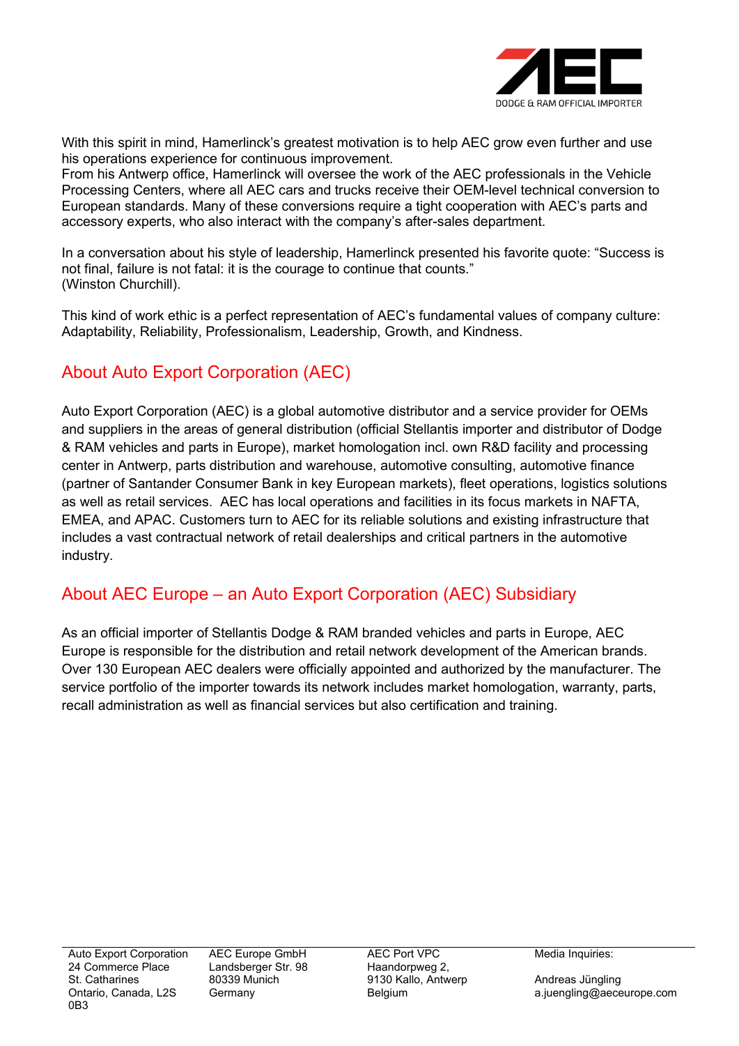With this spirit in mind, Hamerlinck's greatest motivation is to help AEC grow even further and use his operations experience for continuous improvement.
From his Antwerp office, Hamerlinck will oversee the work of the AEC professionals in the Vehicle Processing Centers, where all AEC cars and trucks receive their OEM-level technical conversion to European standards. Many of these conversions require a tight cooperation with AEC's parts and accessory experts, who also interact with the company's after-sales department.

In a conversation about his style of leadership, Hamerlinck presented his favorite quote: "Success is not final, failure is not fatal: it is the courage to continue that counts."
(Winston Churchill).

This kind of work ethic is a perfect representation of AEC's fundamental values of company culture: Adaptability, Reliability, Professionalism, Leadership, Growth, and Kindness.

## About Auto Export Corporation (AEC)

Auto Export Corporation (AEC) is a global automotive distributor and a service provider for OEMs and suppliers in the areas of general distribution (official Stellantis importer and distributor of Dodge & RAM vehicles and parts in Europe), market homologation incl. own R&D facility and processing center in Antwerp, parts distribution and warehouse, automotive consulting, automotive finance (partner of Santander Consumer Bank in key European markets), fleet operations, logistics solutions as well as retail services. AEC has local operations and facilities in its focus markets in NAFTA, EMEA, and APAC. Customers turn to AEC for its reliable solutions and existing infrastructure that includes a vast contractual network of retail dealerships and critical partners in the automotive industry.

## About AEC Europe – an Auto Export Corporation (AEC) Subsidiary

As an official importer of Stellantis Dodge & RAM branded vehicles and parts in Europe, AEC Europe is responsible for the distribution and retail network development of the American brands. Over 130 European AEC dealers were officially appointed and authorized by the manufacturer. The service portfolio of the importer towards its network includes market homologation, warranty, parts, recall administration as well as financial services but also certification and training.

| | | | |
|---|---|---|---|
| Auto Export Corporation<br>24 Commerce Place<br>St. Catharines<br>Ontario, Canada, L2S 0B3 | AEC Europe GmbH<br>Landsberger Str. 98<br>80339 Munich<br>Germany | AEC Port VPC<br>Haandorpweg 2,<br>9130 Kallo, Antwerp<br>Belgium | Media Inquiries:<br><br>Andreas Jüngling<br>a.juengling@aeceurope.com |